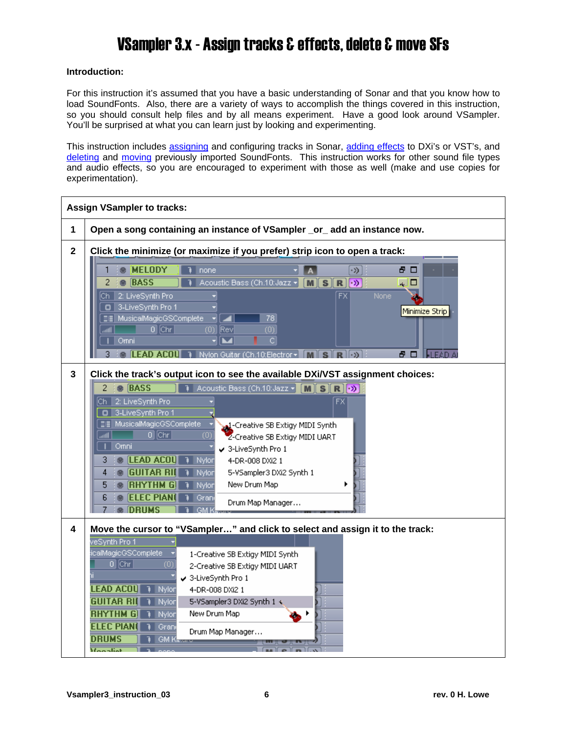# VSampler 3.x - Assign tracks & effects, delete & move SFs

**Introduction:**

For this instruction it's assumed that you have a basic understanding of Sonar and that you know how to load SoundFonts. Also, there are a variety of ways to accomplish the things covered in this instruction, so you should consult help files and by all means experiment. Have a good look around VSampler. You'll be surprised at what you can learn just by looking and experimenting.

This instruction includes assigning and configuring tracks in Sonar, adding effects to DXi's or VST's, and deleting and moving previously imported SoundFonts. This instruction works for other sound file types and audio effects, so you are encouraged to experiment with those as well (make and use copies for experimentation).

| **Assign VSampler to tracks:** | |
|---|---|
| **1** | **Open a song containing an instance of VSampler _or_ add an instance now.** |
| **2** | **Click the minimize (or maximize if you prefer) strip icon to open a track:** |
| **3** | **Click the track's output icon to see the available DXi/VST assignment choices:** |
| **4** | **Move the cursor to "VSampler…" and click to select and assign it to the track:** |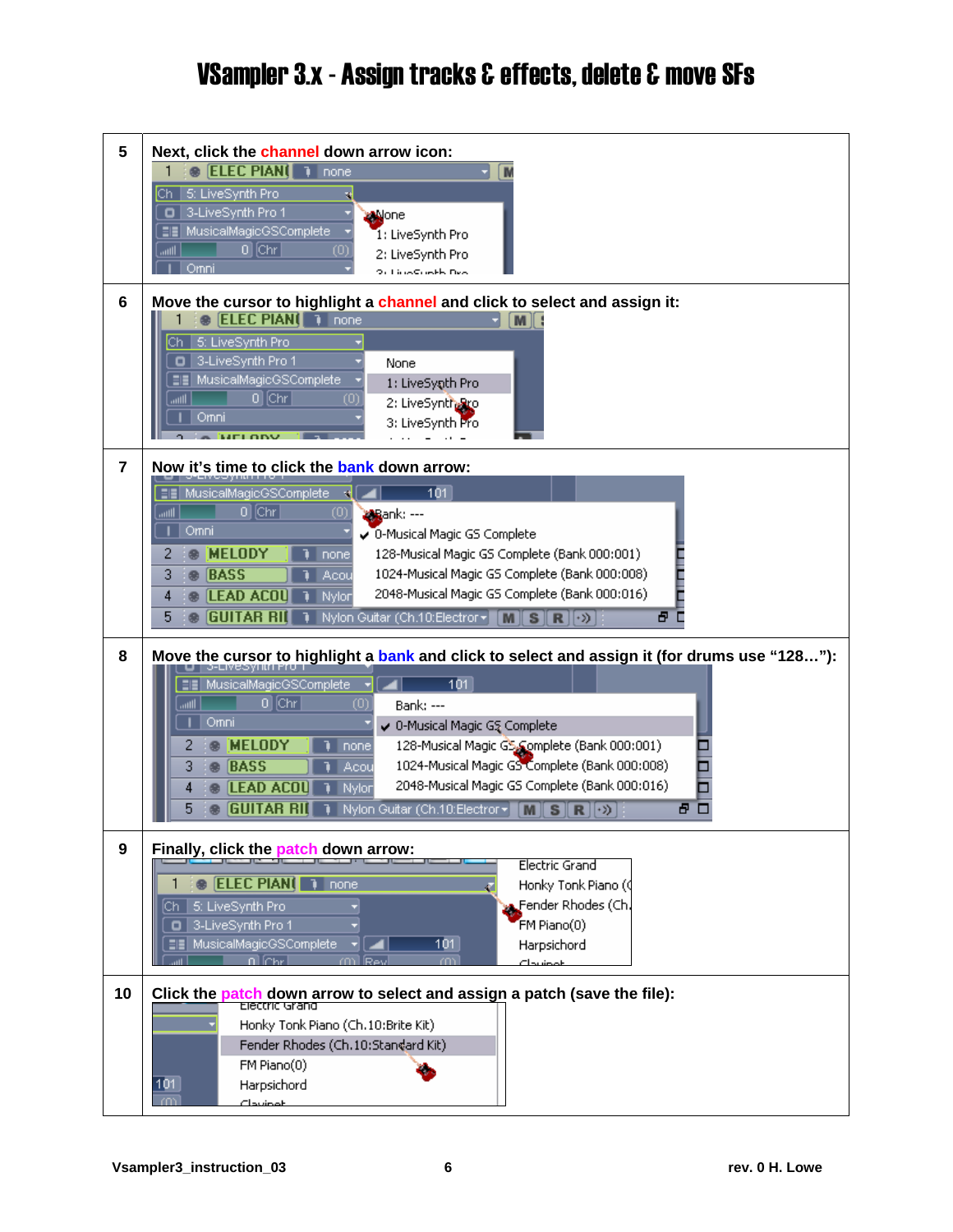# VSampler 3.x - Assign tracks & effects, delete & move SFs

| | |
|---|---|
| 5 | Next, click the channel down arrow icon: |
| 6 | Move the cursor to highlight a channel and click to select and assign it: |
| 7 | Now it's time to click the bank down arrow: |
| 8 | Move the cursor to highlight a bank and click to select and assign it (for drums use "128…"): |
| 9 | Finally, click the patch down arrow: |
| 10 | Click the patch down arrow to select and assign a patch (save the file): |

Vsampler3_instruction_03 rev. 0 H. Lowe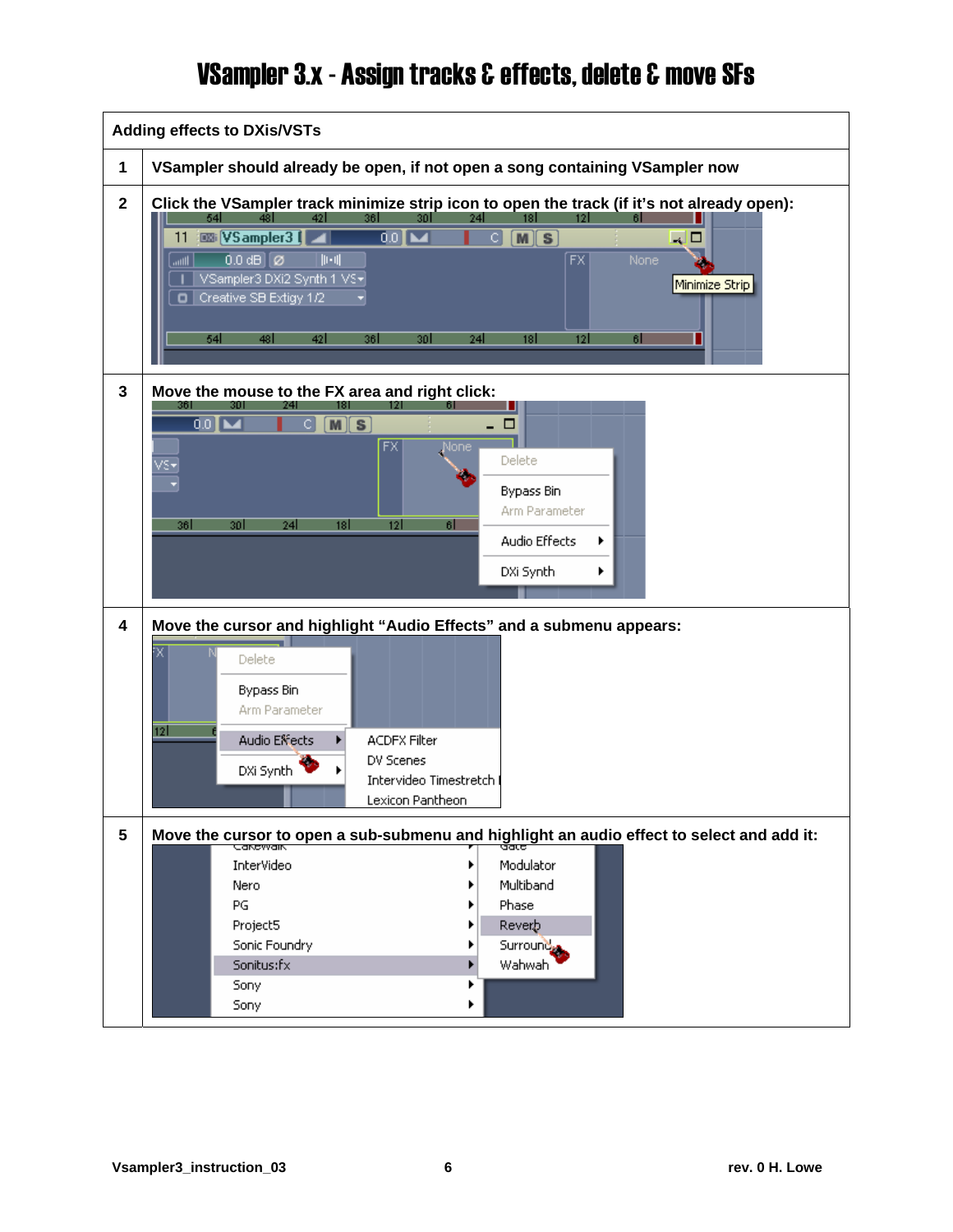# VSampler 3.x - Assign tracks & effects, delete & move SFs

| Adding effects to DXis/VSTs | |
|---|---|
| 1 | VSampler should already be open, if not open a song containing VSampler now |
| 2 | Click the VSampler track minimize strip icon to open the track (if it's not already open): |
| 3 | Move the mouse to the FX area and right click: |
| 4 | Move the cursor and highlight "Audio Effects" and a submenu appears: |
| 5 | Move the cursor to open a sub-submenu and highlight an audio effect to select and add it: |

Vsampler3_instruction_03 rev. 0 H. Lowe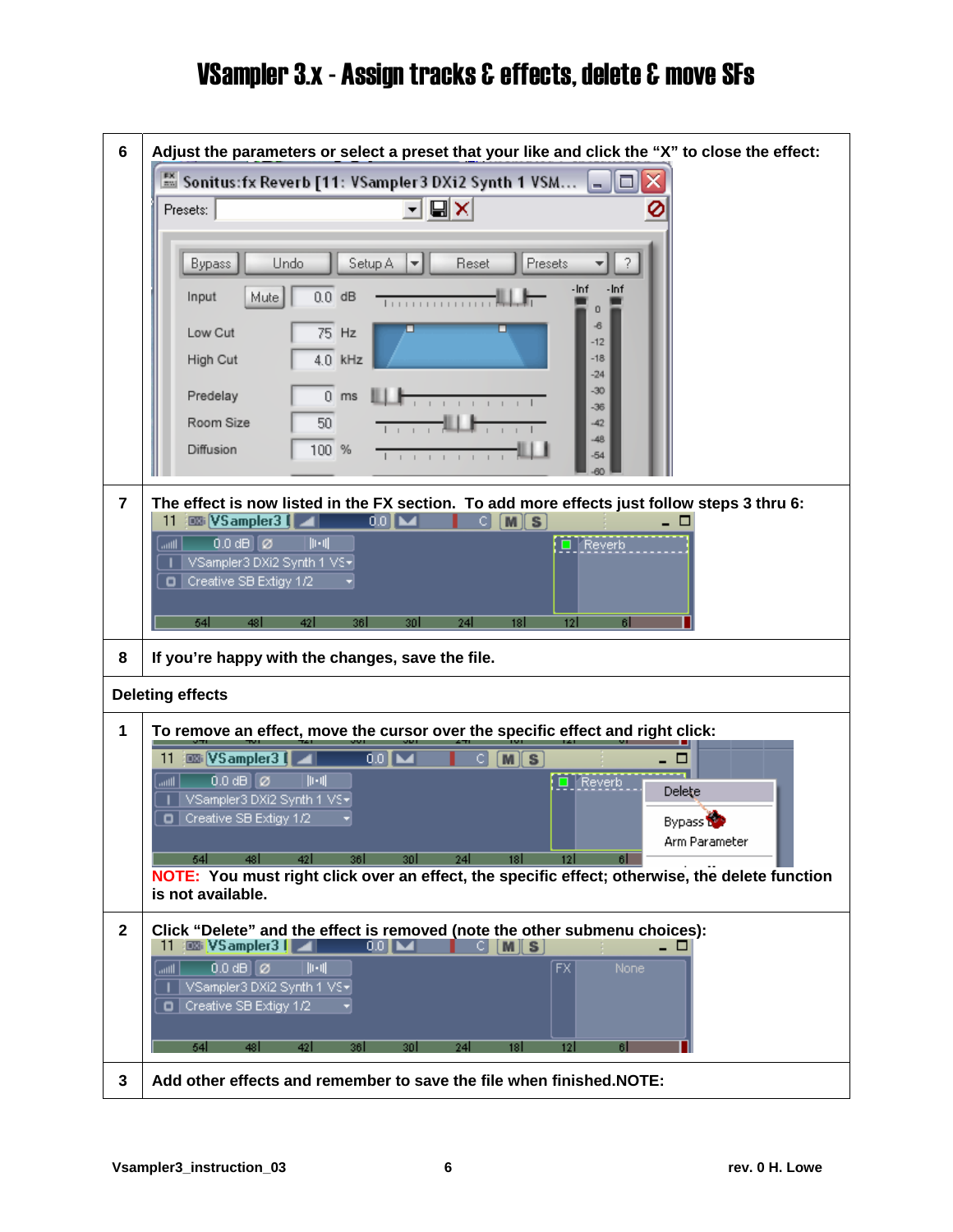# VSampler 3.x - Assign tracks & effects, delete & move SFs

| | |
|---|---|
| 6 | Adjust the parameters or select a preset that your like and click the "X" to close the effect: |
| 7 | The effect is now listed in the FX section. To add more effects just follow steps 3 thru 6: |
| 8 | If you're happy with the changes, save the file. |
| **Deleting effects** | |
| 1 | To remove an effect, move the cursor over the specific effect and right click: NOTE: You must right click over an effect, the specific effect; otherwise, the delete function is not available. |
| 2 | Click "Delete" and the effect is removed (note the other submenu choices): |
| 3 | Add other effects and remember to save the file when finished.NOTE: |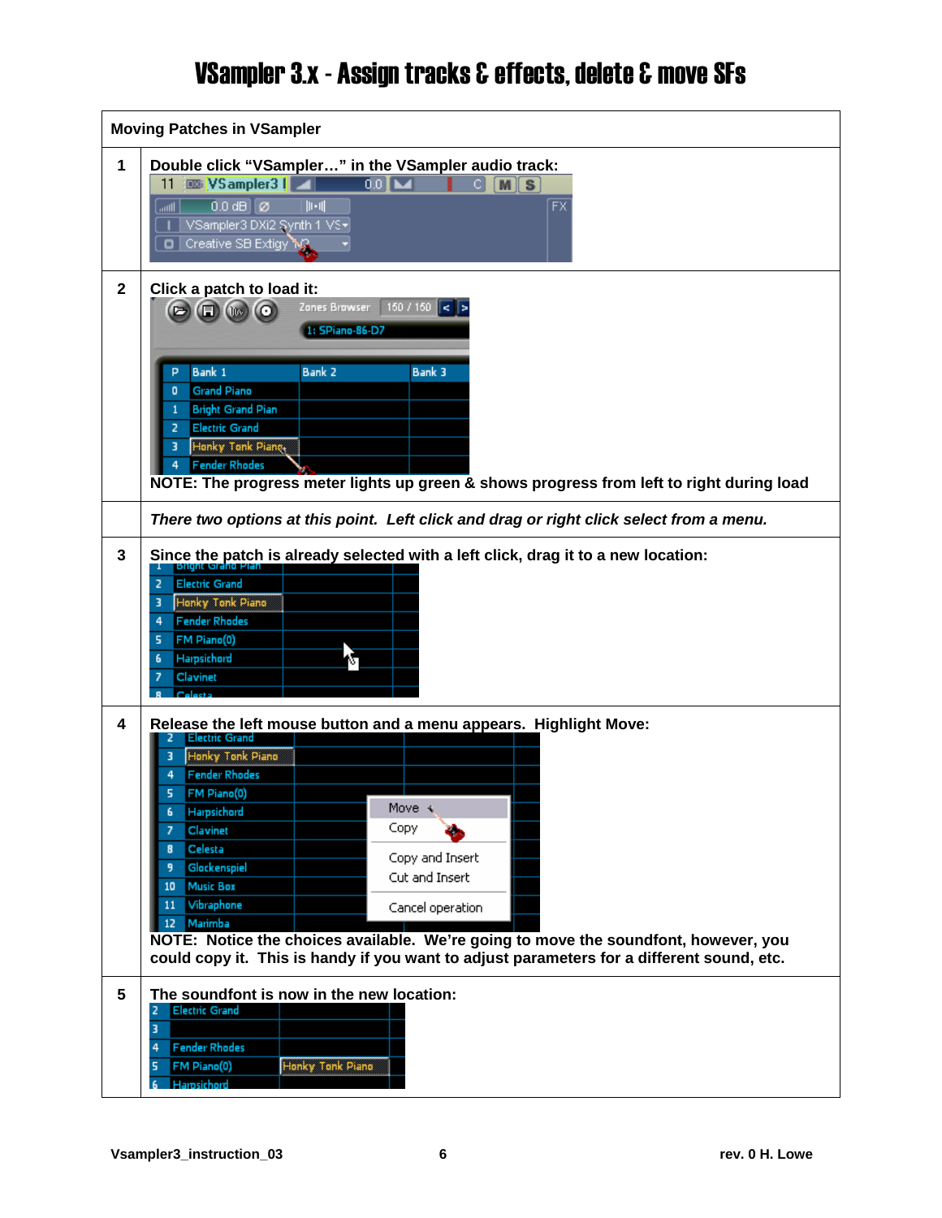# VSampler 3.x - Assign tracks & effects, delete & move SFs

| Moving Patches in VSampler | |
|---|---|
| 1 | **Double click "VSampler…" in the VSampler audio track:** |
| 2 | **Click a patch to load it:** **NOTE: The progress meter lights up green & shows progress from left to right during load** |
| | ***There two options at this point. Left click and drag or right click select from a menu.*** |
| 3 | **Since the patch is already selected with a left click, drag it to a new location:** |
| 4 | **Release the left mouse button and a menu appears. Highlight Move:** **NOTE: Notice the choices available. We're going to move the soundfont, however, you could copy it. This is handy if you want to adjust parameters for a different sound, etc.** |
| 5 | **The soundfont is now in the new location:** |

**Vsampler3_instruction_03** **rev. 0 H. Lowe**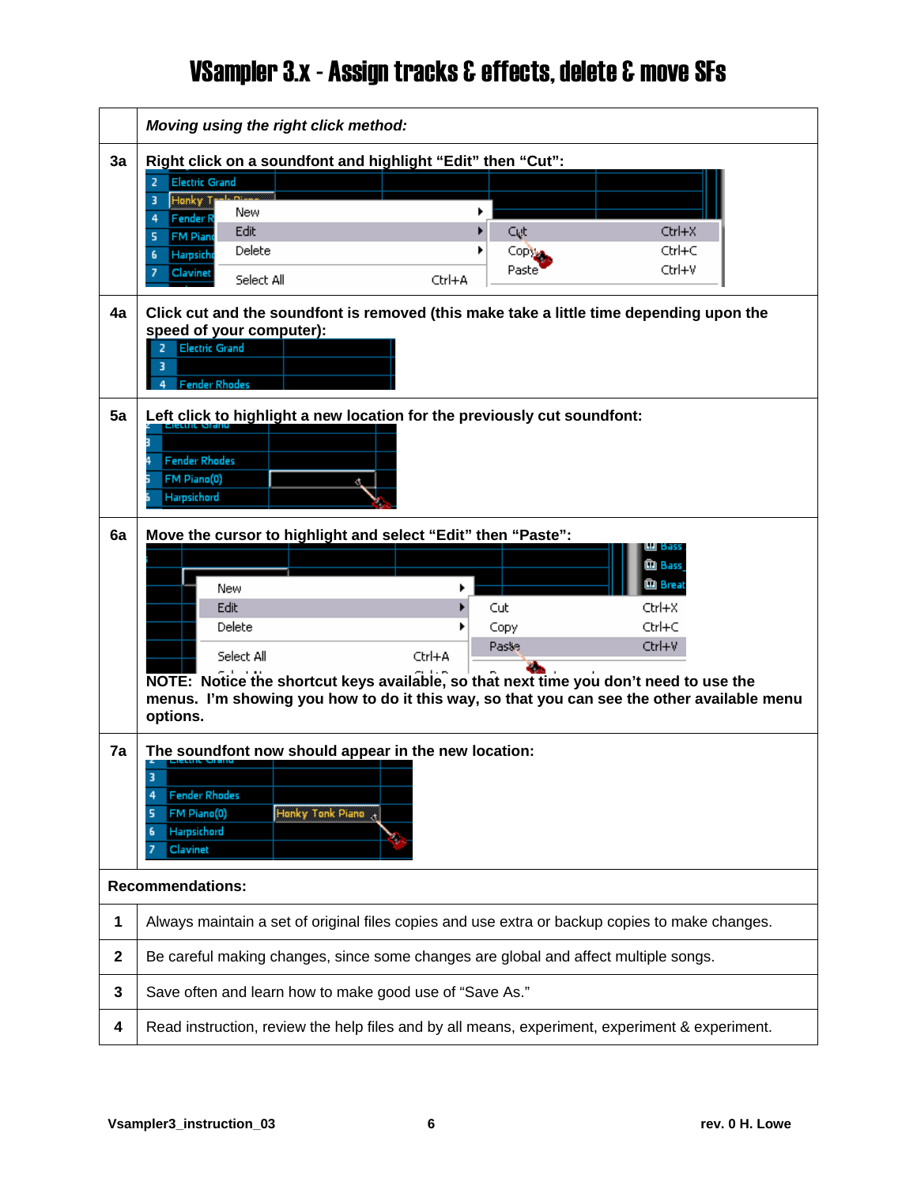# VSampler 3.x - Assign tracks & effects, delete & move SFs

| | |
|---|---|
| | ***Moving using the right click method:*** |
| **3a** | **Right click on a soundfont and highlight "Edit" then "Cut":** |
| **4a** | **Click cut and the soundfont is removed (this make take a little time depending upon the speed of your computer):** |
| **5a** | **Left click to highlight a new location for the previously cut soundfont:** |
| **6a** | **Move the cursor to highlight and select "Edit" then "Paste":** **NOTE: Notice the shortcut keys available, so that next time you don't need to use the menus. I'm showing you how to do it this way, so that you can see the other available menu options.** |
| **7a** | **The soundfont now should appear in the new location:** |
| **Recommendations:** | |
| **1** | Always maintain a set of original files copies and use extra or backup copies to make changes. |
| **2** | Be careful making changes, since some changes are global and affect multiple songs. |
| **3** | Save often and learn how to make good use of "Save As." |
| **4** | Read instruction, review the help files and by all means, experiment, experiment & experiment. |

**Vsampler3_instruction_03** **rev. 0 H. Lowe**